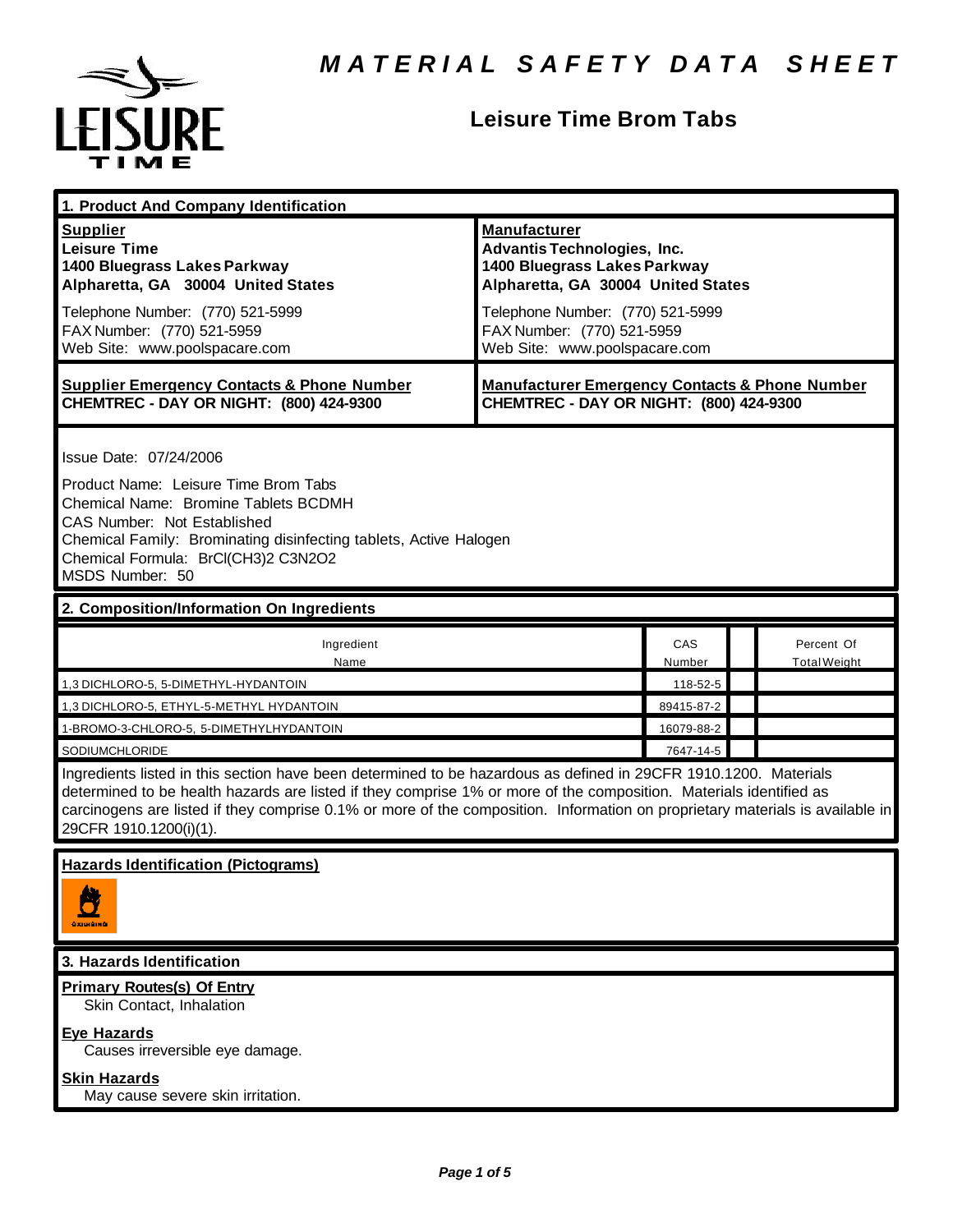# MATERIAL SAFETY DATA SHEET

## Leisure Time Brom Tabs

### 1. Product And Company Identification

| **Supplier** | **Manufacturer** |
|---|---|
| **Leisure Time**<br>**1400 Bluegrass Lakes Parkway**<br>**Alpharetta, GA 30004 United States** | **Advantis Technologies, Inc.**<br>**1400 Bluegrass Lakes Parkway**<br>**Alpharetta, GA 30004 United States** |
| Telephone Number: (770) 521-5999<br>FAX Number: (770) 521-5959<br>Web Site: www.poolspacare.com | Telephone Number: (770) 521-5999<br>FAX Number: (770) 521-5959<br>Web Site: www.poolspacare.com |
| **Supplier Emergency Contacts & Phone Number**<br>**CHEMTREC - DAY OR NIGHT: (800) 424-9300** | **Manufacturer Emergency Contacts & Phone Number**<br>**CHEMTREC - DAY OR NIGHT: (800) 424-9300** |

Issue Date: 07/24/2006

Product Name: Leisure Time Brom Tabs
Chemical Name: Bromine Tablets BCDMH
CAS Number: Not Established
Chemical Family: Brominating disinfecting tablets, Active Halogen
Chemical Formula: BrCl(CH3)2 C3N2O2
MSDS Number: 50

### 2. Composition/Information On Ingredients

| Ingredient Name | CAS Number | | Percent Of Total Weight |
|---|---|---|---|
| 1,3 DICHLORO-5, 5-DIMETHYL-HYDANTOIN | 118-52-5 | | |
| 1,3 DICHLORO-5, ETHYL-5-METHYL HYDANTOIN | 89415-87-2 | | |
| 1-BROMO-3-CHLORO-5, 5-DIMETHYLHYDANTOIN | 16079-88-2 | | |
| SODIUMCHLORIDE | 7647-14-5 | | |

Ingredients listed in this section have been determined to be hazardous as defined in 29CFR 1910.1200. Materials determined to be health hazards are listed if they comprise 1% or more of the composition. Materials identified as carcinogens are listed if they comprise 0.1% or more of the composition. Information on proprietary materials is available in 29CFR 1910.1200(i)(1).

**Hazards Identification (Pictograms)**

### 3. Hazards Identification

**Primary Routes(s) Of Entry**
Skin Contact, Inhalation

**Eye Hazards**
Causes irreversible eye damage.

**Skin Hazards**
May cause severe skin irritation.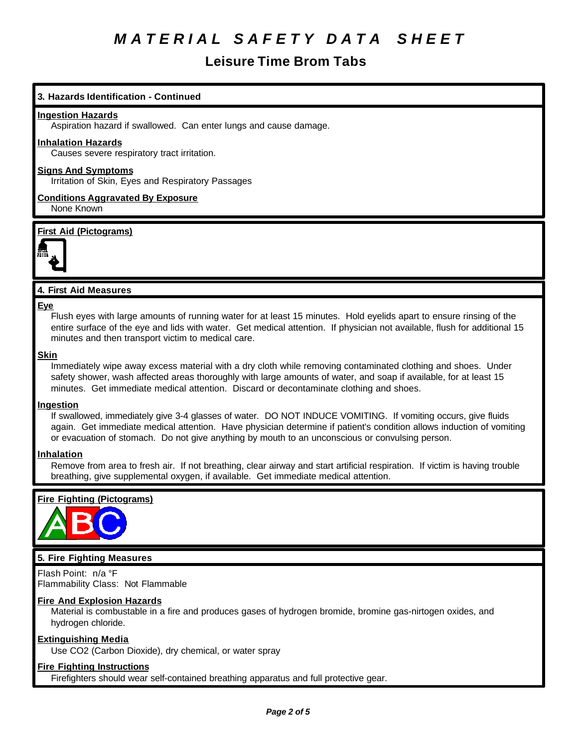# MATERIAL SAFETY DATA SHEET

## Leisure Time Brom Tabs

### 3. Hazards Identification - Continued

**Ingestion Hazards**

Aspiration hazard if swallowed. Can enter lungs and cause damage.

**Inhalation Hazards**

Causes severe respiratory tract irritation.

**Signs And Symptoms**

Irritation of Skin, Eyes and Respiratory Passages

**Conditions Aggravated By Exposure**

None Known

**First Aid (Pictograms)**

### 4. First Aid Measures

**Eye**

Flush eyes with large amounts of running water for at least 15 minutes. Hold eyelids apart to ensure rinsing of the entire surface of the eye and lids with water. Get medical attention. If physician not available, flush for additional 15 minutes and then transport victim to medical care.

**Skin**

Immediately wipe away excess material with a dry cloth while removing contaminated clothing and shoes. Under safety shower, wash affected areas thoroughly with large amounts of water, and soap if available, for at least 15 minutes. Get immediate medical attention. Discard or decontaminate clothing and shoes.

**Ingestion**

If swallowed, immediately give 3-4 glasses of water. DO NOT INDUCE VOMITING. If vomiting occurs, give fluids again. Get immediate medical attention. Have physician determine if patient's condition allows induction of vomiting or evacuation of stomach. Do not give anything by mouth to an unconscious or convulsing person.

**Inhalation**

Remove from area to fresh air. If not breathing, clear airway and start artificial respiration. If victim is having trouble breathing, give supplemental oxygen, if available. Get immediate medical attention.

**Fire Fighting (Pictograms)**

### 5. Fire Fighting Measures

Flash Point: n/a °F
Flammability Class: Not Flammable

**Fire And Explosion Hazards**

Material is combustible in a fire and produces gases of hydrogen bromide, bromine gas-nirtogen oxides, and hydrogen chloride.

**Extinguishing Media**

Use CO2 (Carbon Dioxide), dry chemical, or water spray

**Fire Fighting Instructions**

Firefighters should wear self-contained breathing apparatus and full protective gear.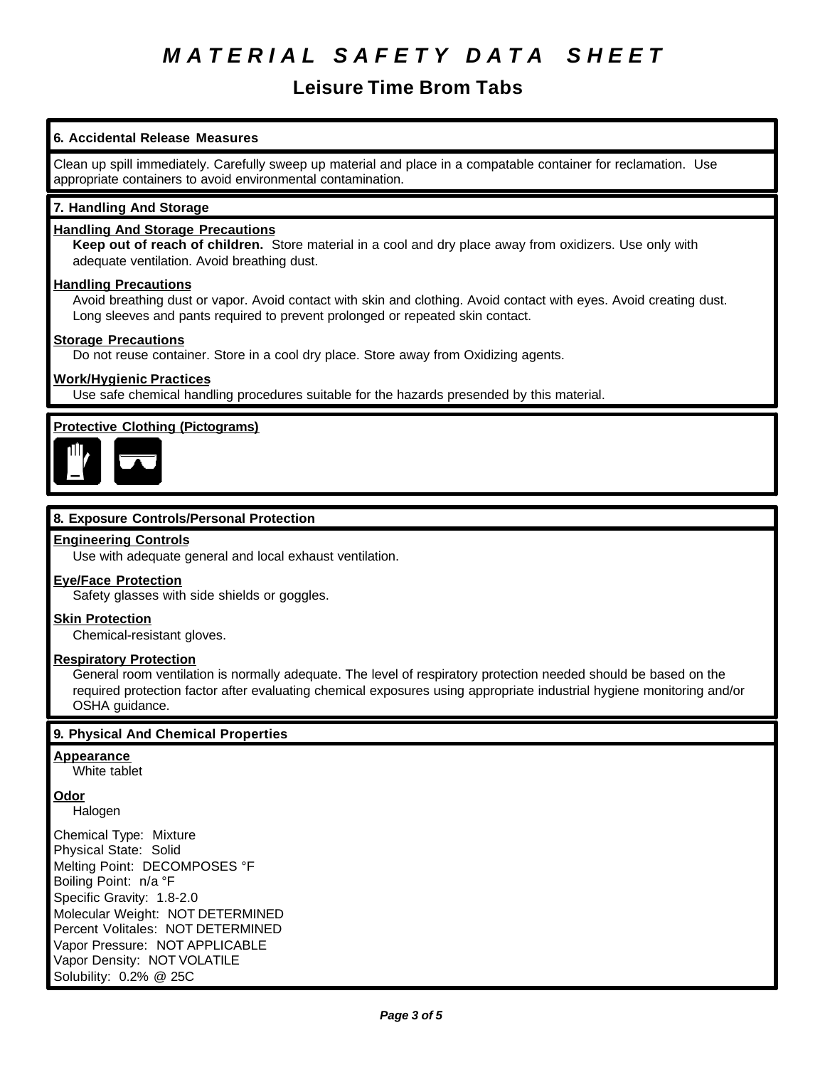# MATERIAL SAFETY DATA SHEET

## Leisure Time Brom Tabs

### 6. Accidental Release Measures

Clean up spill immediately. Carefully sweep up material and place in a compatable container for reclamation. Use appropriate containers to avoid environmental contamination.

### 7. Handling And Storage

**Handling And Storage Precautions**

**Keep out of reach of children.** Store material in a cool and dry place away from oxidizers. Use only with adequate ventilation. Avoid breathing dust.

**Handling Precautions**

Avoid breathing dust or vapor. Avoid contact with skin and clothing. Avoid contact with eyes. Avoid creating dust. Long sleeves and pants required to prevent prolonged or repeated skin contact.

**Storage Precautions**

Do not reuse container. Store in a cool dry place. Store away from Oxidizing agents.

**Work/Hygienic Practices**

Use safe chemical handling procedures suitable for the hazards presended by this material.

**Protective Clothing (Pictograms)**

### 8. Exposure Controls/Personal Protection

**Engineering Controls**

Use with adequate general and local exhaust ventilation.

**Eye/Face Protection**

Safety glasses with side shields or goggles.

**Skin Protection**

Chemical-resistant gloves.

**Respiratory Protection**

General room ventilation is normally adequate. The level of respiratory protection needed should be based on the required protection factor after evaluating chemical exposures using appropriate industrial hygiene monitoring and/or OSHA guidance.

### 9. Physical And Chemical Properties

**Appearance**

White tablet

**Odor**

Halogen

Chemical Type: Mixture
Physical State: Solid
Melting Point: DECOMPOSES °F
Boiling Point: n/a °F
Specific Gravity: 1.8-2.0
Molecular Weight: NOT DETERMINED
Percent Volitales: NOT DETERMINED
Vapor Pressure: NOT APPLICABLE
Vapor Density: NOT VOLATILE
Solubility: 0.2% @ 25C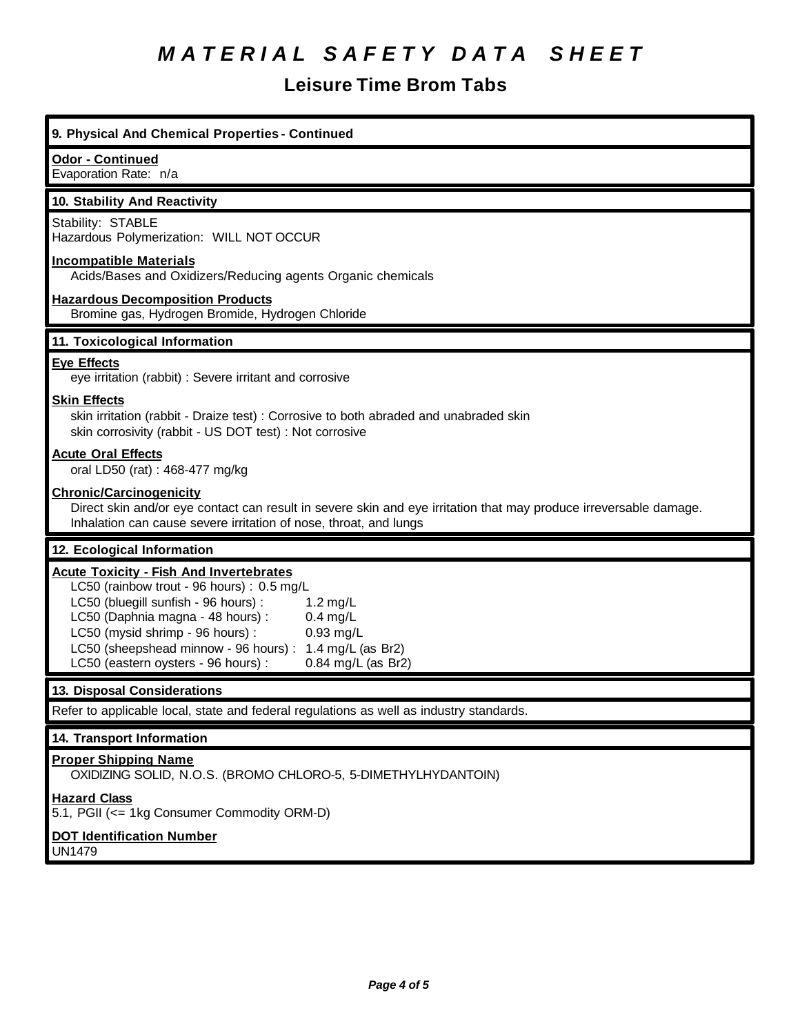# MATERIAL SAFETY DATA SHEET

## Leisure Time Brom Tabs

### 9. Physical And Chemical Properties - Continued

**Odor - Continued**

Evaporation Rate: n/a

### 10. Stability And Reactivity

Stability: STABLE
Hazardous Polymerization: WILL NOT OCCUR

**Incompatible Materials**

Acids/Bases and Oxidizers/Reducing agents Organic chemicals

**Hazardous Decomposition Products**

Bromine gas, Hydrogen Bromide, Hydrogen Chloride

### 11. Toxicological Information

**Eye Effects**

eye irritation (rabbit) : Severe irritant and corrosive

**Skin Effects**

skin irritation (rabbit - Draize test) : Corrosive to both abraded and unabraded skin
skin corrosivity (rabbit - US DOT test) : Not corrosive

**Acute Oral Effects**

oral LD50 (rat) : 468-477 mg/kg

**Chronic/Carcinogenicity**

Direct skin and/or eye contact can result in severe skin and eye irritation that may produce irreversable damage.
Inhalation can cause severe irritation of nose, throat, and lungs

### 12. Ecological Information

**Acute Toxicity - Fish And Invertebrates**

LC50 (rainbow trout - 96 hours) : 0.5 mg/L
LC50 (bluegill sunfish - 96 hours) : 1.2 mg/L
LC50 (Daphnia magna - 48 hours) : 0.4 mg/L
LC50 (mysid shrimp - 96 hours) : 0.93 mg/L
LC50 (sheepshead minnow - 96 hours) : 1.4 mg/L (as $Br_2$)
LC50 (eastern oysters - 96 hours) : 0.84 mg/L (as $Br_2$)

### 13. Disposal Considerations

Refer to applicable local, state and federal regulations as well as industry standards.

### 14. Transport Information

**Proper Shipping Name**

OXIDIZING SOLID, N.O.S. (BROMO CHLORO-5, 5-DIMETHYLHYDANTOIN)

**Hazard Class**

5.1, PGII (<= 1kg Consumer Commodity ORM-D)

**DOT Identification Number**

UN1479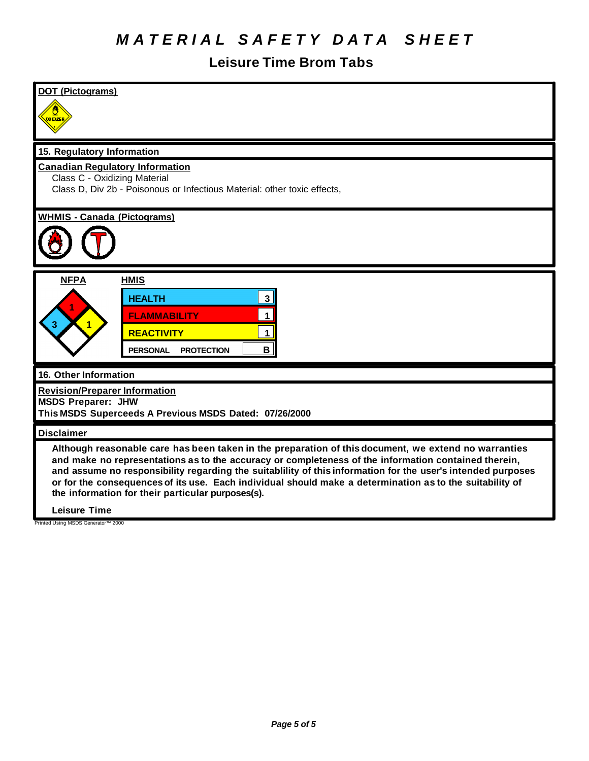# MATERIAL SAFETY DATA SHEET

## Leisure Time Brom Tabs

**DOT (Pictograms)**

OXIDIZER

## 15. Regulatory Information

**Canadian Regulatory Information**

Class C - Oxidizing Material

Class D, Div 2b - Poisonous or Infectious Material: other toxic effects,

**WHMIS - Canada (Pictograms)**

**NFPA**

| | |
|---|---|
| Health | 3 |
| Flammability | 1 |
| Reactivity | 1 |

**HMIS**

| | |
|---|---|
| HEALTH | 3 |
| FLAMMABILITY | 1 |
| REACTIVITY | 1 |
| PERSONAL PROTECTION | B |

## 16. Other Information

**Revision/Preparer Information**

**MSDS Preparer: JHW**

**This MSDS Superceeds A Previous MSDS Dated: 07/26/2000**

**Disclaimer**

**Although reasonable care has been taken in the preparation of this document, we extend no warranties and make no representations as to the accuracy or completeness of the information contained therein, and assume no responsibility regarding the suitablity of this information for the user's intended purposes or for the consequences of its use. Each individual should make a determination as to the suitability of the information for their particular purposes(s).**

**Leisure Time**

Printed Using MSDS Generator™ 2000